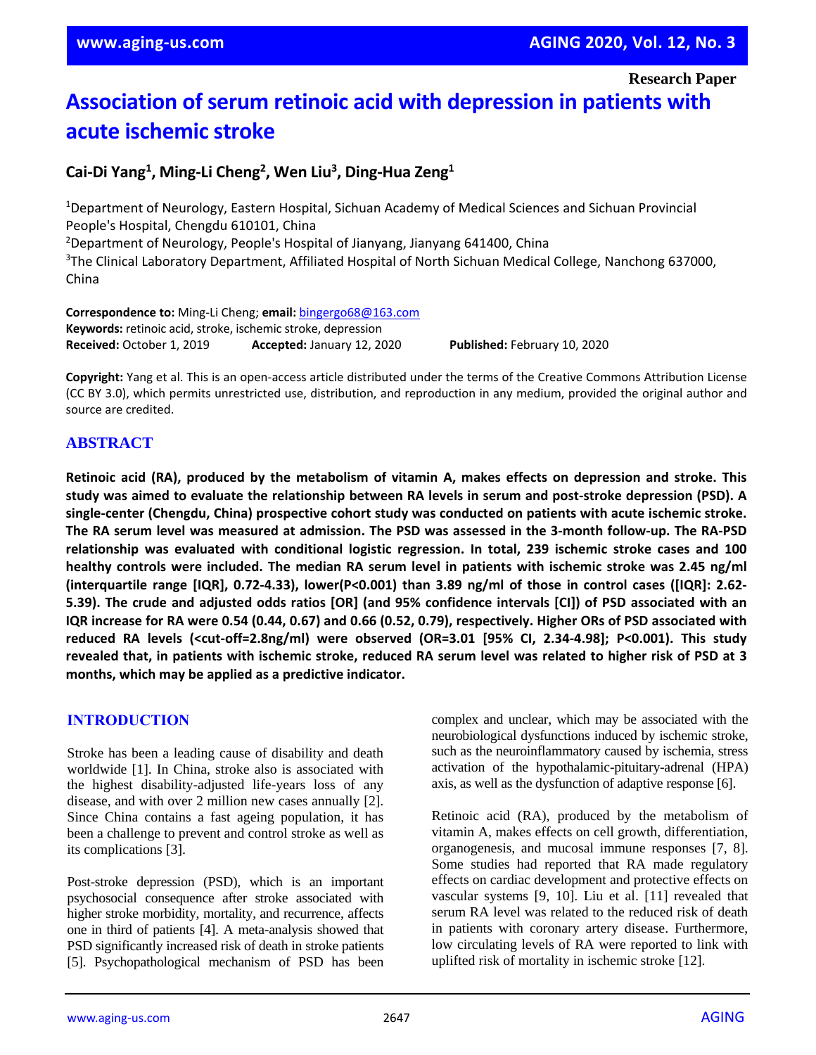Research Paper

# Association of serum retinoic acid with depression in patients with acute ischemic stroke

**Cai-Di Yang[1], Ming-Li Cheng[2], Wen Liu[3], Ding-Hua Zeng[1]**

[1]Department of Neurology, Eastern Hospital, Sichuan Academy of Medical Sciences and Sichuan Provincial People's Hospital, Chengdu 610101, China
[2]Department of Neurology, People's Hospital of Jianyang, Jianyang 641400, China
[3]The Clinical Laboratory Department, Affiliated Hospital of North Sichuan Medical College, Nanchong 637000, China

**Correspondence to:** Ming-Li Cheng; **email:** bingergo68@163.com
**Keywords:** retinoic acid, stroke, ischemic stroke, depression
**Received:** October 1, 2019 **Accepted:** January 12, 2020 **Published:** February 10, 2020

**Copyright:** Yang et al. This is an open-access article distributed under the terms of the Creative Commons Attribution License (CC BY 3.0), which permits unrestricted use, distribution, and reproduction in any medium, provided the original author and source are credited.

## ABSTRACT

**Retinoic acid (RA), produced by the metabolism of vitamin A, makes effects on depression and stroke. This study was aimed to evaluate the relationship between RA levels in serum and post-stroke depression (PSD). A single-center (Chengdu, China) prospective cohort study was conducted on patients with acute ischemic stroke. The RA serum level was measured at admission. The PSD was assessed in the 3-month follow-up. The RA-PSD relationship was evaluated with conditional logistic regression. In total, 239 ischemic stroke cases and 100 healthy controls were included. The median RA serum level in patients with ischemic stroke was 2.45 ng/ml (interquartile range [IQR], 0.72-4.33), lower(P<0.001) than 3.89 ng/ml of those in control cases ([IQR]: 2.62-5.39). The crude and adjusted odds ratios [OR] (and 95% confidence intervals [CI]) of PSD associated with an IQR increase for RA were 0.54 (0.44, 0.67) and 0.66 (0.52, 0.79), respectively. Higher ORs of PSD associated with reduced RA levels (<cut-off=2.8ng/ml) were observed (OR=3.01 [95% CI, 2.34-4.98]; P<0.001). This study revealed that, in patients with ischemic stroke, reduced RA serum level was related to higher risk of PSD at 3 months, which may be applied as a predictive indicator.**

## INTRODUCTION

Stroke has been a leading cause of disability and death worldwide [1]. In China, stroke also is associated with the highest disability-adjusted life-years loss of any disease, and with over 2 million new cases annually [2]. Since China contains a fast ageing population, it has been a challenge to prevent and control stroke as well as its complications [3].

Post-stroke depression (PSD), which is an important psychosocial consequence after stroke associated with higher stroke morbidity, mortality, and recurrence, affects one in third of patients [4]. A meta-analysis showed that PSD significantly increased risk of death in stroke patients [5]. Psychopathological mechanism of PSD has been complex and unclear, which may be associated with the neurobiological dysfunctions induced by ischemic stroke, such as the neuroinflammatory caused by ischemia, stress activation of the hypothalamic-pituitary-adrenal (HPA) axis, as well as the dysfunction of adaptive response [6].

Retinoic acid (RA), produced by the metabolism of vitamin A, makes effects on cell growth, differentiation, organogenesis, and mucosal immune responses [7, 8]. Some studies had reported that RA made regulatory effects on cardiac development and protective effects on vascular systems [9, 10]. Liu et al. [11] revealed that serum RA level was related to the reduced risk of death in patients with coronary artery disease. Furthermore, low circulating levels of RA were reported to link with uplifted risk of mortality in ischemic stroke [12].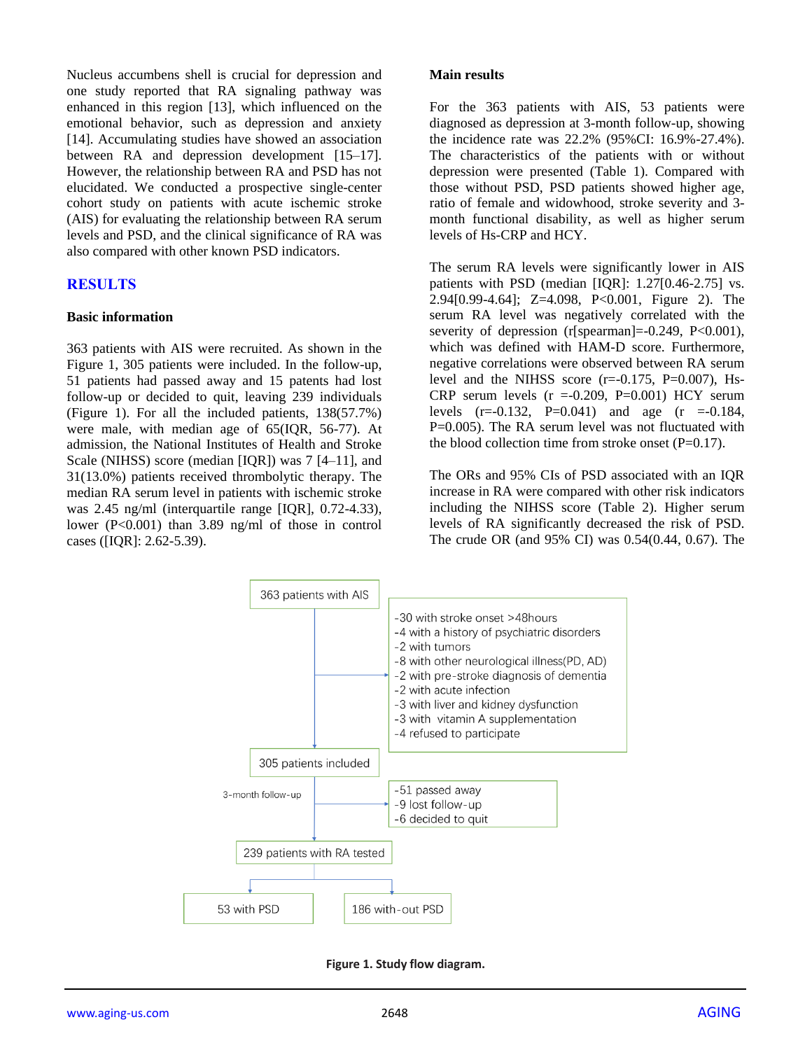Nucleus accumbens shell is crucial for depression and one study reported that RA signaling pathway was enhanced in this region [13], which influenced on the emotional behavior, such as depression and anxiety [14]. Accumulating studies have showed an association between RA and depression development [15–17]. However, the relationship between RA and PSD has not elucidated. We conducted a prospective single-center cohort study on patients with acute ischemic stroke (AIS) for evaluating the relationship between RA serum levels and PSD, and the clinical significance of RA was also compared with other known PSD indicators.

## RESULTS

### Basic information

363 patients with AIS were recruited. As shown in the Figure 1, 305 patients were included. In the follow-up, 51 patients had passed away and 15 patents had lost follow-up or decided to quit, leaving 239 individuals (Figure 1). For all the included patients, 138(57.7%) were male, with median age of 65(IQR, 56-77). At admission, the National Institutes of Health and Stroke Scale (NIHSS) score (median [IQR]) was 7 [4–11], and 31(13.0%) patients received thrombolytic therapy. The median RA serum level in patients with ischemic stroke was 2.45 ng/ml (interquartile range [IQR], 0.72-4.33), lower (P<0.001) than 3.89 ng/ml of those in control cases ([IQR]: 2.62-5.39).

### Main results

For the 363 patients with AIS, 53 patients were diagnosed as depression at 3-month follow-up, showing the incidence rate was 22.2% (95%CI: 16.9%-27.4%). The characteristics of the patients with or without depression were presented (Table 1). Compared with those without PSD, PSD patients showed higher age, ratio of female and widowhood, stroke severity and 3-month functional disability, as well as higher serum levels of Hs-CRP and HCY.

The serum RA levels were significantly lower in AIS patients with PSD (median [IQR]: 1.27[0.46-2.75] vs. 2.94[0.99-4.64]; Z=4.098, P<0.001, Figure 2). The serum RA level was negatively correlated with the severity of depression (r[spearman]=-0.249, P<0.001), which was defined with HAM-D score. Furthermore, negative correlations were observed between RA serum level and the NIHSS score (r=-0.175, P=0.007), Hs-CRP serum levels (r =-0.209, P=0.001) HCY serum levels (r=-0.132, P=0.041) and age (r =-0.184, P=0.005). The RA serum level was not fluctuated with the blood collection time from stroke onset (P=0.17).

The ORs and 95% CIs of PSD associated with an IQR increase in RA were compared with other risk indicators including the NIHSS score (Table 2). Higher serum levels of RA significantly decreased the risk of PSD. The crude OR (and 95% CI) was 0.54(0.44, 0.67). The

363 patients with AIS
- -30 with stroke onset >48hours
- -4 with a history of psychiatric disorders
- -2 with tumors
- -8 with other neurological illness(PD, AD)
- -2 with pre-stroke diagnosis of dementia
- -2 with acute infection
- -3 with liver and kidney dysfunction
- -3 with vitamin A supplementation
- -4 refused to participate

305 patients included

3-month follow-up
- -51 passed away
- -9 lost follow-up
- -6 decided to quit

239 patients with RA tested

53 with PSD | 186 with-out PSD

**Figure 1. Study flow diagram.**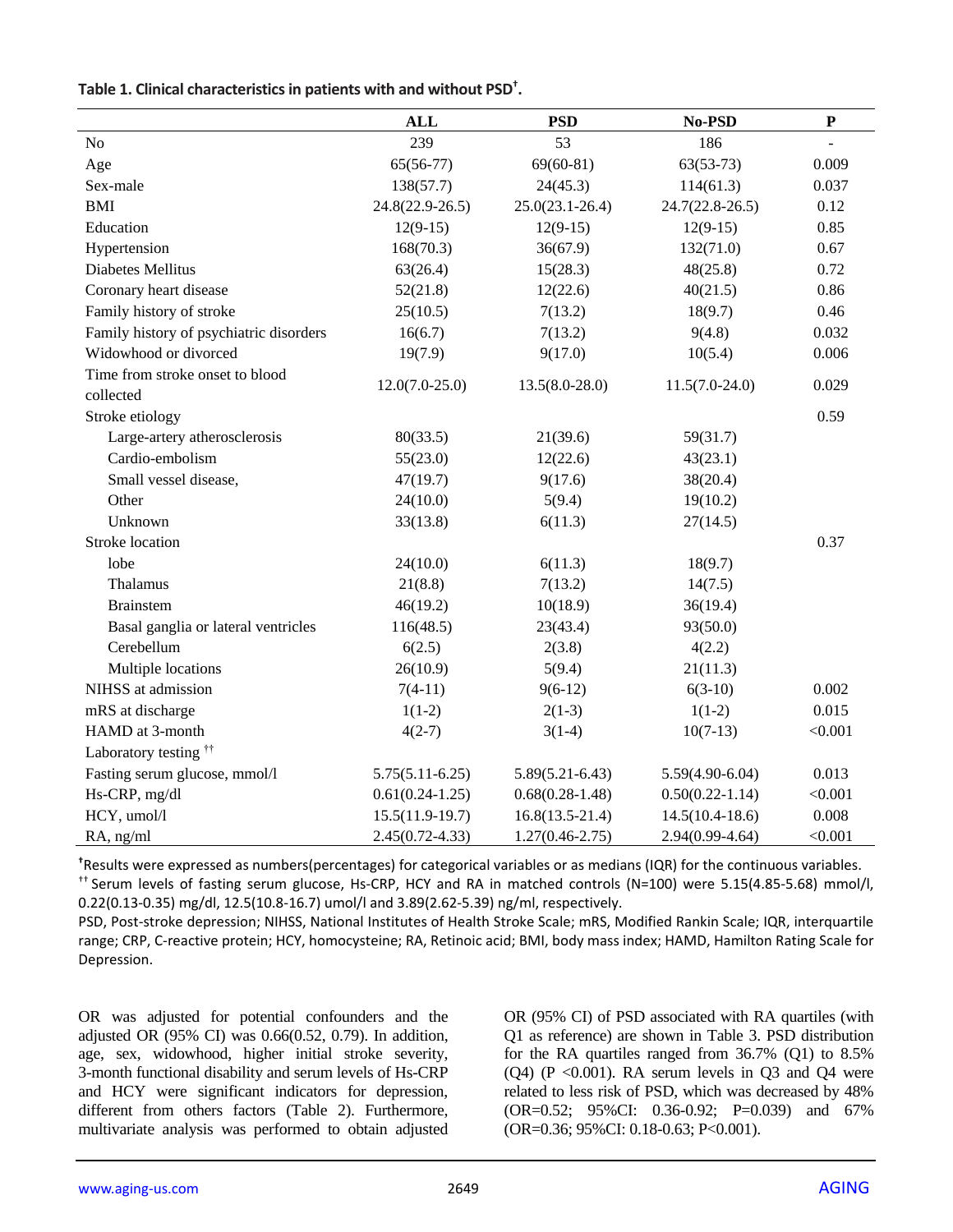**Table 1. Clinical characteristics in patients with and without PSD[†].**

| | ALL | PSD | No-PSD | P |
|---|---|---|---|---|
| No | 239 | 53 | 186 | - |
| Age | 65(56-77) | 69(60-81) | 63(53-73) | 0.009 |
| Sex-male | 138(57.7) | 24(45.3) | 114(61.3) | 0.037 |
| BMI | 24.8(22.9-26.5) | 25.0(23.1-26.4) | 24.7(22.8-26.5) | 0.12 |
| Education | 12(9-15) | 12(9-15) | 12(9-15) | 0.85 |
| Hypertension | 168(70.3) | 36(67.9) | 132(71.0) | 0.67 |
| Diabetes Mellitus | 63(26.4) | 15(28.3) | 48(25.8) | 0.72 |
| Coronary heart disease | 52(21.8) | 12(22.6) | 40(21.5) | 0.86 |
| Family history of stroke | 25(10.5) | 7(13.2) | 18(9.7) | 0.46 |
| Family history of psychiatric disorders | 16(6.7) | 7(13.2) | 9(4.8) | 0.032 |
| Widowhood or divorced | 19(7.9) | 9(17.0) | 10(5.4) | 0.006 |
| Time from stroke onset to blood collected | 12.0(7.0-25.0) | 13.5(8.0-28.0) | 11.5(7.0-24.0) | 0.029 |
| Stroke etiology | | | | 0.59 |
| Large-artery atherosclerosis | 80(33.5) | 21(39.6) | 59(31.7) | |
| Cardio-embolism | 55(23.0) | 12(22.6) | 43(23.1) | |
| Small vessel disease, | 47(19.7) | 9(17.6) | 38(20.4) | |
| Other | 24(10.0) | 5(9.4) | 19(10.2) | |
| Unknown | 33(13.8) | 6(11.3) | 27(14.5) | |
| Stroke location | | | | 0.37 |
| lobe | 24(10.0) | 6(11.3) | 18(9.7) | |
| Thalamus | 21(8.8) | 7(13.2) | 14(7.5) | |
| Brainstem | 46(19.2) | 10(18.9) | 36(19.4) | |
| Basal ganglia or lateral ventricles | 116(48.5) | 23(43.4) | 93(50.0) | |
| Cerebellum | 6(2.5) | 2(3.8) | 4(2.2) | |
| Multiple locations | 26(10.9) | 5(9.4) | 21(11.3) | |
| NIHSS at admission | 7(4-11) | 9(6-12) | 6(3-10) | 0.002 |
| mRS at discharge | 1(1-2) | 2(1-3) | 1(1-2) | 0.015 |
| HAMD at 3-month | 4(2-7) | 3(1-4) | 10(7-13) | <0.001 |
| Laboratory testing [††] | | | | |
| Fasting serum glucose, mmol/l | 5.75(5.11-6.25) | 5.89(5.21-6.43) | 5.59(4.90-6.04) | 0.013 |
| Hs-CRP, mg/dl | 0.61(0.24-1.25) | 0.68(0.28-1.48) | 0.50(0.22-1.14) | <0.001 |
| HCY, umol/l | 15.5(11.9-19.7) | 16.8(13.5-21.4) | 14.5(10.4-18.6) | 0.008 |
| RA, ng/ml | 2.45(0.72-4.33) | 1.27(0.46-2.75) | 2.94(0.99-4.64) | <0.001 |

[†]Results were expressed as numbers(percentages) for categorical variables or as medians (IQR) for the continuous variables.
[††] Serum levels of fasting serum glucose, Hs-CRP, HCY and RA in matched controls (N=100) were 5.15(4.85-5.68) mmol/l, 0.22(0.13-0.35) mg/dl, 12.5(10.8-16.7) umol/l and 3.89(2.62-5.39) ng/ml, respectively.
PSD, Post-stroke depression; NIHSS, National Institutes of Health Stroke Scale; mRS, Modified Rankin Scale; IQR, interquartile range; CRP, C-reactive protein; HCY, homocysteine; RA, Retinoic acid; BMI, body mass index; HAMD, Hamilton Rating Scale for Depression.

OR was adjusted for potential confounders and the adjusted OR (95% CI) was 0.66(0.52, 0.79). In addition, age, sex, widowhood, higher initial stroke severity, 3-month functional disability and serum levels of Hs-CRP and HCY were significant indicators for depression, different from others factors (Table 2). Furthermore, multivariate analysis was performed to obtain adjusted OR (95% CI) of PSD associated with RA quartiles (with Q1 as reference) are shown in Table 3. PSD distribution for the RA quartiles ranged from 36.7% (Q1) to 8.5% (Q4) (P <0.001). RA serum levels in Q3 and Q4 were related to less risk of PSD, which was decreased by 48% (OR=0.52; 95%CI: 0.36-0.92; P=0.039) and 67% (OR=0.36; 95%CI: 0.18-0.63; P<0.001).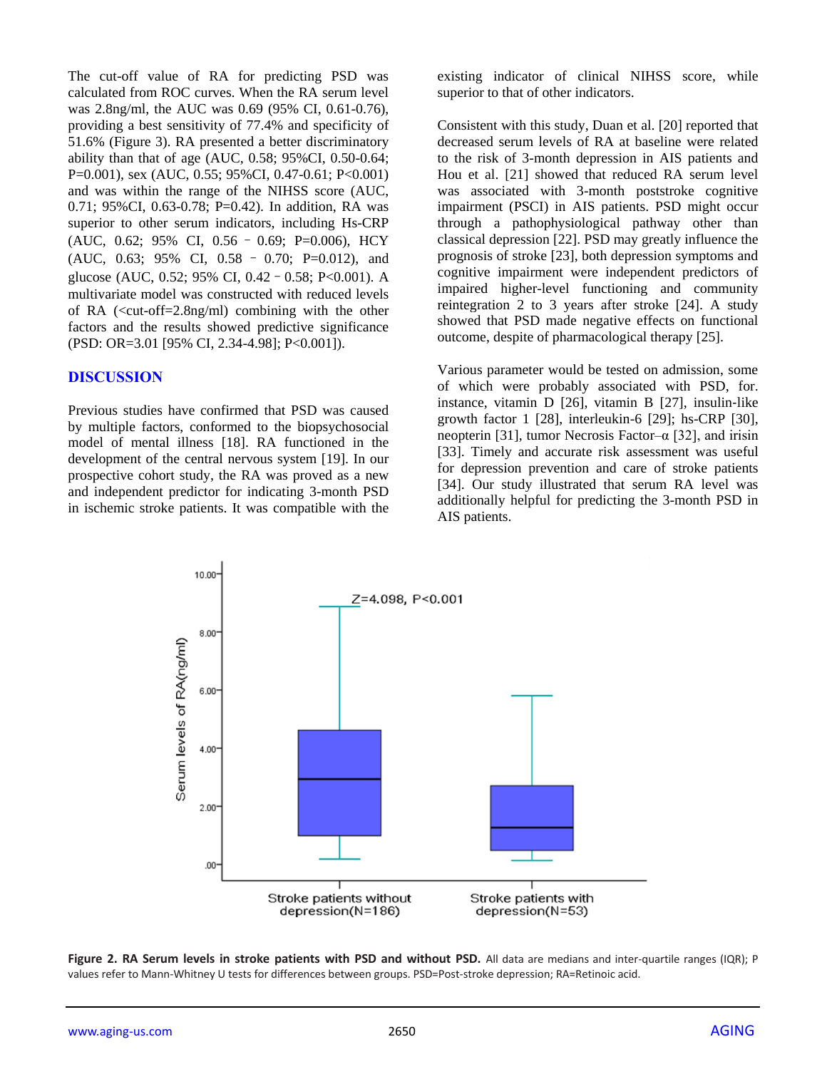The cut-off value of RA for predicting PSD was calculated from ROC curves. When the RA serum level was 2.8ng/ml, the AUC was 0.69 (95% CI, 0.61-0.76), providing a best sensitivity of 77.4% and specificity of 51.6% (Figure 3). RA presented a better discriminatory ability than that of age (AUC, 0.58; 95%CI, 0.50-0.64; P=0.001), sex (AUC, 0.55; 95%CI, 0.47-0.61; P<0.001) and was within the range of the NIHSS score (AUC, 0.71; 95%CI, 0.63-0.78; P=0.42). In addition, RA was superior to other serum indicators, including Hs-CRP (AUC, 0.62; 95% CI, 0.56 – 0.69; P=0.006), HCY (AUC, 0.63; 95% CI, 0.58 – 0.70; P=0.012), and glucose (AUC, 0.52; 95% CI, 0.42 – 0.58; P<0.001). A multivariate model was constructed with reduced levels of RA (<cut-off=2.8ng/ml) combining with the other factors and the results showed predictive significance (PSD: OR=3.01 [95% CI, 2.34-4.98]; P<0.001]).

## DISCUSSION

Previous studies have confirmed that PSD was caused by multiple factors, conformed to the biopsychosocial model of mental illness [18]. RA functioned in the development of the central nervous system [19]. In our prospective cohort study, the RA was proved as a new and independent predictor for indicating 3-month PSD in ischemic stroke patients. It was compatible with the existing indicator of clinical NIHSS score, while superior to that of other indicators.

Consistent with this study, Duan et al. [20] reported that decreased serum levels of RA at baseline were related to the risk of 3-month depression in AIS patients and Hou et al. [21] showed that reduced RA serum level was associated with 3-month poststroke cognitive impairment (PSCI) in AIS patients. PSD might occur through a pathophysiological pathway other than classical depression [22]. PSD may greatly influence the prognosis of stroke [23], both depression symptoms and cognitive impairment were independent predictors of impaired higher-level functioning and community reintegration 2 to 3 years after stroke [24]. A study showed that PSD made negative effects on functional outcome, despite of pharmacological therapy [25].

Various parameter would be tested on admission, some of which were probably associated with PSD, for. instance, vitamin D [26], vitamin B [27], insulin-like growth factor 1 [28], interleukin-6 [29]; hs-CRP [30], neopterin [31], tumor Necrosis Factor–α [32], and irisin [33]. Timely and accurate risk assessment was useful for depression prevention and care of stroke patients [34]. Our study illustrated that serum RA level was additionally helpful for predicting the 3-month PSD in AIS patients.

**Figure 2. RA Serum levels in stroke patients with PSD and without PSD.** All data are medians and inter-quartile ranges (IQR); P values refer to Mann-Whitney U tests for differences between groups. PSD=Post-stroke depression; RA=Retinoic acid.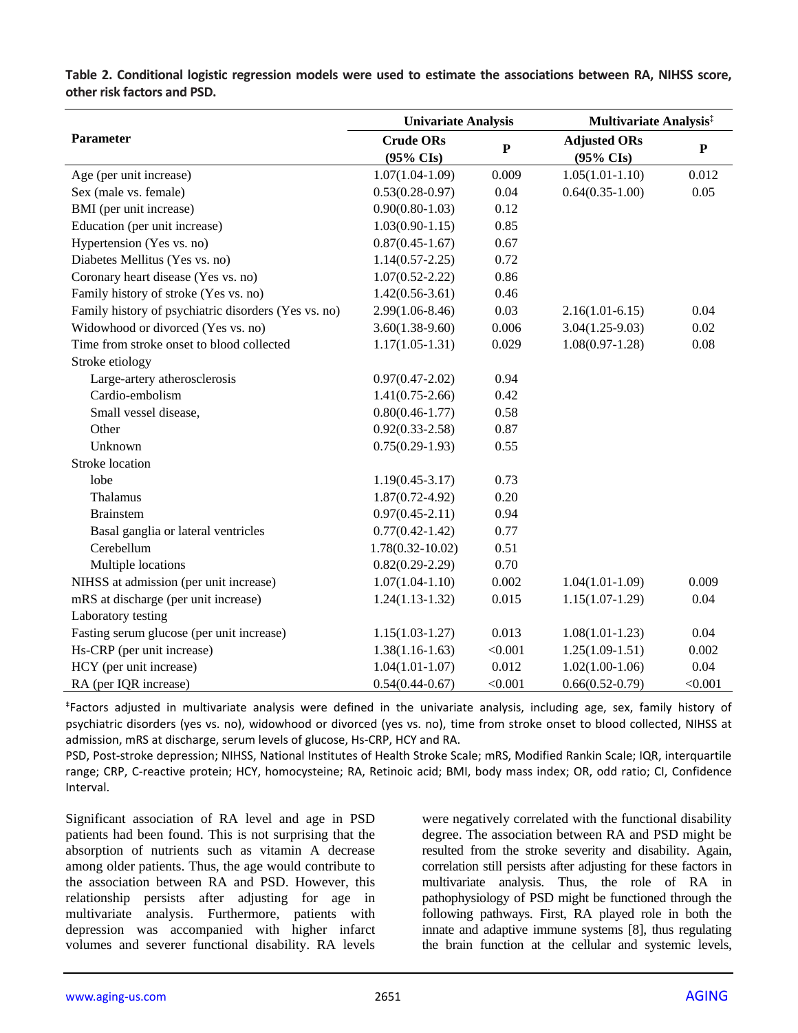**Table 2. Conditional logistic regression models were used to estimate the associations between RA, NIHSS score, other risk factors and PSD.**

| Parameter | Univariate Analysis | | Multivariate Analysis[‡] | |
|---|---|---|---|---|
| | Crude ORs (95% CIs) | P | Adjusted ORs (95% CIs) | P |
| Age (per unit increase) | 1.07(1.04-1.09) | 0.009 | 1.05(1.01-1.10) | 0.012 |
| Sex (male vs. female) | 0.53(0.28-0.97) | 0.04 | 0.64(0.35-1.00) | 0.05 |
| BMI (per unit increase) | 0.90(0.80-1.03) | 0.12 | | |
| Education (per unit increase) | 1.03(0.90-1.15) | 0.85 | | |
| Hypertension (Yes vs. no) | 0.87(0.45-1.67) | 0.67 | | |
| Diabetes Mellitus (Yes vs. no) | 1.14(0.57-2.25) | 0.72 | | |
| Coronary heart disease (Yes vs. no) | 1.07(0.52-2.22) | 0.86 | | |
| Family history of stroke (Yes vs. no) | 1.42(0.56-3.61) | 0.46 | | |
| Family history of psychiatric disorders (Yes vs. no) | 2.99(1.06-8.46) | 0.03 | 2.16(1.01-6.15) | 0.04 |
| Widowhood or divorced (Yes vs. no) | 3.60(1.38-9.60) | 0.006 | 3.04(1.25-9.03) | 0.02 |
| Time from stroke onset to blood collected | 1.17(1.05-1.31) | 0.029 | 1.08(0.97-1.28) | 0.08 |
| Stroke etiology | | | | |
| Large-artery atherosclerosis | 0.97(0.47-2.02) | 0.94 | | |
| Cardio-embolism | 1.41(0.75-2.66) | 0.42 | | |
| Small vessel disease, | 0.80(0.46-1.77) | 0.58 | | |
| Other | 0.92(0.33-2.58) | 0.87 | | |
| Unknown | 0.75(0.29-1.93) | 0.55 | | |
| Stroke location | | | | |
| lobe | 1.19(0.45-3.17) | 0.73 | | |
| Thalamus | 1.87(0.72-4.92) | 0.20 | | |
| Brainstem | 0.97(0.45-2.11) | 0.94 | | |
| Basal ganglia or lateral ventricles | 0.77(0.42-1.42) | 0.77 | | |
| Cerebellum | 1.78(0.32-10.02) | 0.51 | | |
| Multiple locations | 0.82(0.29-2.29) | 0.70 | | |
| NIHSS at admission (per unit increase) | 1.07(1.04-1.10) | 0.002 | 1.04(1.01-1.09) | 0.009 |
| mRS at discharge (per unit increase) | 1.24(1.13-1.32) | 0.015 | 1.15(1.07-1.29) | 0.04 |
| Laboratory testing | | | | |
| Fasting serum glucose (per unit increase) | 1.15(1.03-1.27) | 0.013 | 1.08(1.01-1.23) | 0.04 |
| Hs-CRP (per unit increase) | 1.38(1.16-1.63) | <0.001 | 1.25(1.09-1.51) | 0.002 |
| HCY (per unit increase) | 1.04(1.01-1.07) | 0.012 | 1.02(1.00-1.06) | 0.04 |
| RA (per IQR increase) | 0.54(0.44-0.67) | <0.001 | 0.66(0.52-0.79) | <0.001 |

[‡]Factors adjusted in multivariate analysis were defined in the univariate analysis, including age, sex, family history of psychiatric disorders (yes vs. no), widowhood or divorced (yes vs. no), time from stroke onset to blood collected, NIHSS at admission, mRS at discharge, serum levels of glucose, Hs-CRP, HCY and RA.

PSD, Post-stroke depression; NIHSS, National Institutes of Health Stroke Scale; mRS, Modified Rankin Scale; IQR, interquartile range; CRP, C-reactive protein; HCY, homocysteine; RA, Retinoic acid; BMI, body mass index; OR, odd ratio; CI, Confidence Interval.

Significant association of RA level and age in PSD patients had been found. This is not surprising that the absorption of nutrients such as vitamin A decrease among older patients. Thus, the age would contribute to the association between RA and PSD. However, this relationship persists after adjusting for age in multivariate analysis. Furthermore, patients with depression was accompanied with higher infarct volumes and severer functional disability. RA levels were negatively correlated with the functional disability degree. The association between RA and PSD might be resulted from the stroke severity and disability. Again, correlation still persists after adjusting for these factors in multivariate analysis. Thus, the role of RA in pathophysiology of PSD might be functioned through the following pathways. First, RA played role in both the innate and adaptive immune systems [8], thus regulating the brain function at the cellular and systemic levels,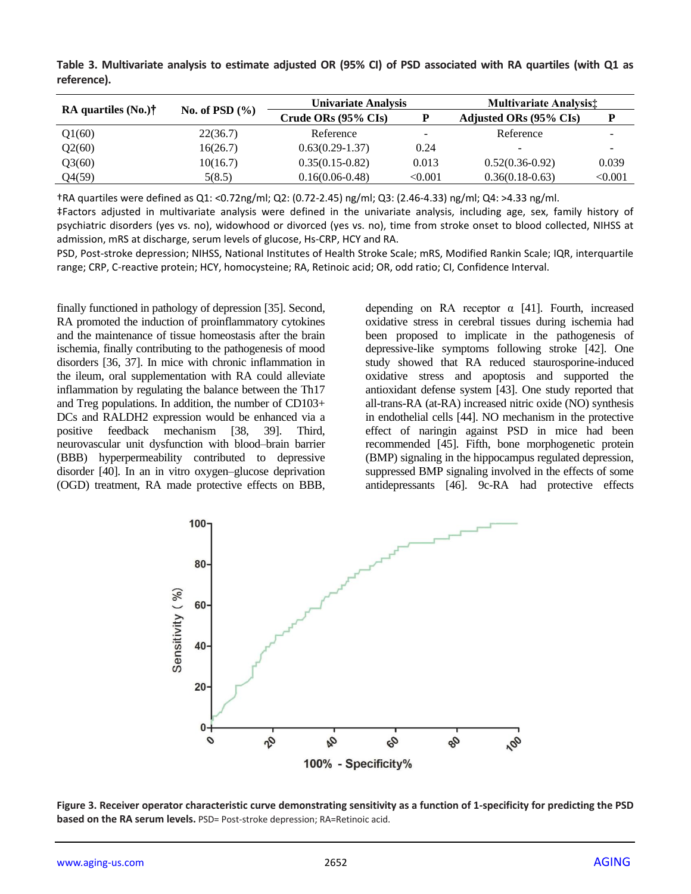**Table 3. Multivariate analysis to estimate adjusted OR (95% CI) of PSD associated with RA quartiles (with Q1 as reference).**

| RA quartiles (No.)† | No. of PSD (%) | Univariate Analysis | | Multivariate Analysis‡ | |
|---|---|---|---|---|---|
| | | Crude ORs (95% CIs) | P | Adjusted ORs (95% CIs) | P |
| Q1(60) | 22(36.7) | Reference | - | Reference | - |
| Q2(60) | 16(26.7) | 0.63(0.29-1.37) | 0.24 | - | - |
| Q3(60) | 10(16.7) | 0.35(0.15-0.82) | 0.013 | 0.52(0.36-0.92) | 0.039 |
| Q4(59) | 5(8.5) | 0.16(0.06-0.48) | <0.001 | 0.36(0.18-0.63) | <0.001 |

†RA quartiles were defined as Q1: <0.72ng/ml; Q2: (0.72-2.45) ng/ml; Q3: (2.46-4.33) ng/ml; Q4: >4.33 ng/ml.

‡Factors adjusted in multivariate analysis were defined in the univariate analysis, including age, sex, family history of psychiatric disorders (yes vs. no), widowhood or divorced (yes vs. no), time from stroke onset to blood collected, NIHSS at admission, mRS at discharge, serum levels of glucose, Hs-CRP, HCY and RA.

PSD, Post-stroke depression; NIHSS, National Institutes of Health Stroke Scale; mRS, Modified Rankin Scale; IQR, interquartile range; CRP, C-reactive protein; HCY, homocysteine; RA, Retinoic acid; OR, odd ratio; CI, Confidence Interval.

finally functioned in pathology of depression [35]. Second, RA promoted the induction of proinflammatory cytokines and the maintenance of tissue homeostasis after the brain ischemia, finally contributing to the pathogenesis of mood disorders [36, 37]. In mice with chronic inflammation in the ileum, oral supplementation with RA could alleviate inflammation by regulating the balance between the Th17 and Treg populations. In addition, the number of CD103+ DCs and RALDH2 expression would be enhanced via a positive feedback mechanism [38, 39]. Third, neurovascular unit dysfunction with blood–brain barrier (BBB) hyperpermeability contributed to depressive disorder [40]. In an in vitro oxygen–glucose deprivation (OGD) treatment, RA made protective effects on BBB, depending on RA receptor α [41]. Fourth, increased oxidative stress in cerebral tissues during ischemia had been proposed to implicate in the pathogenesis of depressive-like symptoms following stroke [42]. One study showed that RA reduced staurosporine-induced oxidative stress and apoptosis and supported the antioxidant defense system [43]. One study reported that all-trans-RA (at-RA) increased nitric oxide (NO) synthesis in endothelial cells [44]. NO mechanism in the protective effect of naringin against PSD in mice had been recommended [45]. Fifth, bone morphogenetic protein (BMP) signaling in the hippocampus regulated depression, suppressed BMP signaling involved in the effects of some antidepressants [46]. 9c-RA had protective effects

**Figure 3. Receiver operator characteristic curve demonstrating sensitivity as a function of 1-specificity for predicting the PSD based on the RA serum levels.** PSD= Post-stroke depression; RA=Retinoic acid.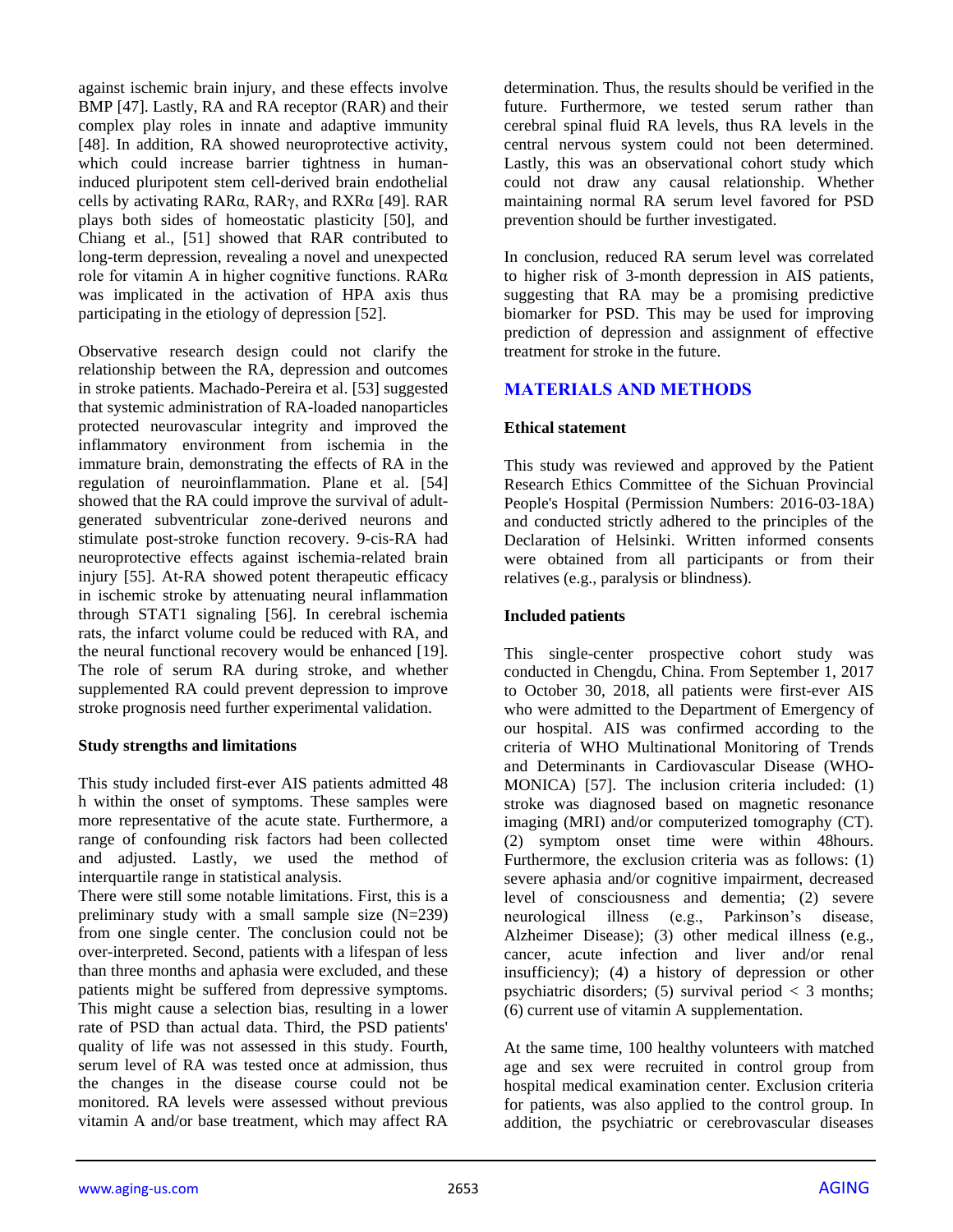against ischemic brain injury, and these effects involve BMP [47]. Lastly, RA and RA receptor (RAR) and their complex play roles in innate and adaptive immunity [48]. In addition, RA showed neuroprotective activity, which could increase barrier tightness in human-induced pluripotent stem cell-derived brain endothelial cells by activating RARα, RARγ, and RXRα [49]. RAR plays both sides of homeostatic plasticity [50], and Chiang et al., [51] showed that RAR contributed to long-term depression, revealing a novel and unexpected role for vitamin A in higher cognitive functions. RARα was implicated in the activation of HPA axis thus participating in the etiology of depression [52].

Observative research design could not clarify the relationship between the RA, depression and outcomes in stroke patients. Machado-Pereira et al. [53] suggested that systemic administration of RA-loaded nanoparticles protected neurovascular integrity and improved the inflammatory environment from ischemia in the immature brain, demonstrating the effects of RA in the regulation of neuroinflammation. Plane et al. [54] showed that the RA could improve the survival of adult-generated subventricular zone-derived neurons and stimulate post-stroke function recovery. 9-cis-RA had neuroprotective effects against ischemia-related brain injury [55]. At-RA showed potent therapeutic efficacy in ischemic stroke by attenuating neural inflammation through STAT1 signaling [56]. In cerebral ischemia rats, the infarct volume could be reduced with RA, and the neural functional recovery would be enhanced [19]. The role of serum RA during stroke, and whether supplemented RA could prevent depression to improve stroke prognosis need further experimental validation.

### Study strengths and limitations

This study included first-ever AIS patients admitted 48 h within the onset of symptoms. These samples were more representative of the acute state. Furthermore, a range of confounding risk factors had been collected and adjusted. Lastly, we used the method of interquartile range in statistical analysis.

There were still some notable limitations. First, this is a preliminary study with a small sample size (N=239) from one single center. The conclusion could not be over-interpreted. Second, patients with a lifespan of less than three months and aphasia were excluded, and these patients might be suffered from depressive symptoms. This might cause a selection bias, resulting in a lower rate of PSD than actual data. Third, the PSD patients' quality of life was not assessed in this study. Fourth, serum level of RA was tested once at admission, thus the changes in the disease course could not be monitored. RA levels were assessed without previous vitamin A and/or base treatment, which may affect RA determination. Thus, the results should be verified in the future. Furthermore, we tested serum rather than cerebral spinal fluid RA levels, thus RA levels in the central nervous system could not been determined. Lastly, this was an observational cohort study which could not draw any causal relationship. Whether maintaining normal RA serum level favored for PSD prevention should be further investigated.

In conclusion, reduced RA serum level was correlated to higher risk of 3-month depression in AIS patients, suggesting that RA may be a promising predictive biomarker for PSD. This may be used for improving prediction of depression and assignment of effective treatment for stroke in the future.

## MATERIALS AND METHODS

### Ethical statement

This study was reviewed and approved by the Patient Research Ethics Committee of the Sichuan Provincial People's Hospital (Permission Numbers: 2016-03-18A) and conducted strictly adhered to the principles of the Declaration of Helsinki. Written informed consents were obtained from all participants or from their relatives (e.g., paralysis or blindness).

### Included patients

This single-center prospective cohort study was conducted in Chengdu, China. From September 1, 2017 to October 30, 2018, all patients were first-ever AIS who were admitted to the Department of Emergency of our hospital. AIS was confirmed according to the criteria of WHO Multinational Monitoring of Trends and Determinants in Cardiovascular Disease (WHO-MONICA) [57]. The inclusion criteria included: (1) stroke was diagnosed based on magnetic resonance imaging (MRI) and/or computerized tomography (CT). (2) symptom onset time were within 48hours. Furthermore, the exclusion criteria was as follows: (1) severe aphasia and/or cognitive impairment, decreased level of consciousness and dementia; (2) severe neurological illness (e.g., Parkinson's disease, Alzheimer Disease); (3) other medical illness (e.g., cancer, acute infection and liver and/or renal insufficiency); (4) a history of depression or other psychiatric disorders; (5) survival period < 3 months; (6) current use of vitamin A supplementation.

At the same time, 100 healthy volunteers with matched age and sex were recruited in control group from hospital medical examination center. Exclusion criteria for patients, was also applied to the control group. In addition, the psychiatric or cerebrovascular diseases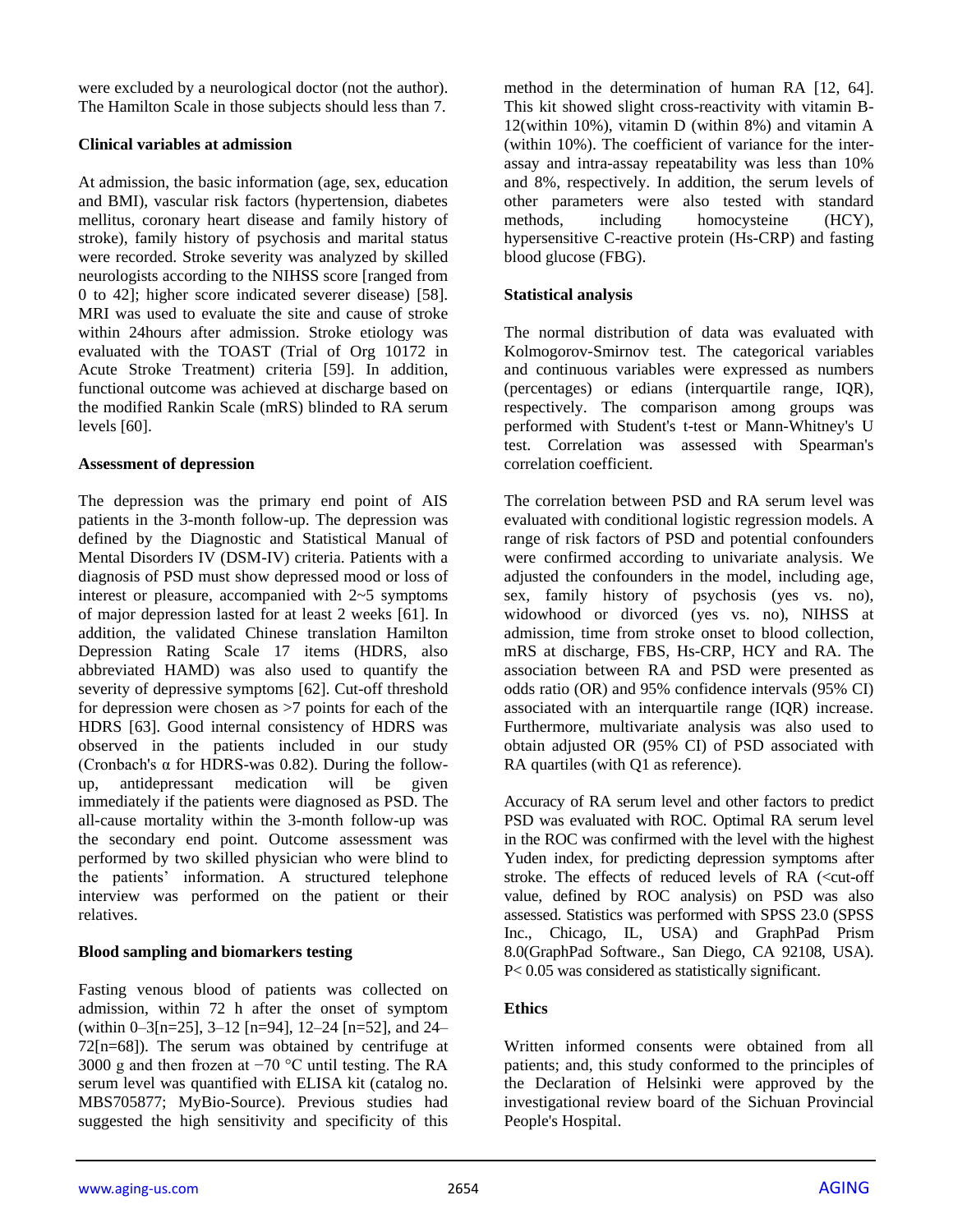were excluded by a neurological doctor (not the author). The Hamilton Scale in those subjects should less than 7.

### Clinical variables at admission

At admission, the basic information (age, sex, education and BMI), vascular risk factors (hypertension, diabetes mellitus, coronary heart disease and family history of stroke), family history of psychosis and marital status were recorded. Stroke severity was analyzed by skilled neurologists according to the NIHSS score [ranged from 0 to 42]; higher score indicated severer disease) [58]. MRI was used to evaluate the site and cause of stroke within 24hours after admission. Stroke etiology was evaluated with the TOAST (Trial of Org 10172 in Acute Stroke Treatment) criteria [59]. In addition, functional outcome was achieved at discharge based on the modified Rankin Scale (mRS) blinded to RA serum levels [60].

### Assessment of depression

The depression was the primary end point of AIS patients in the 3-month follow-up. The depression was defined by the Diagnostic and Statistical Manual of Mental Disorders IV (DSM-IV) criteria. Patients with a diagnosis of PSD must show depressed mood or loss of interest or pleasure, accompanied with 2~5 symptoms of major depression lasted for at least 2 weeks [61]. In addition, the validated Chinese translation Hamilton Depression Rating Scale 17 items (HDRS, also abbreviated HAMD) was also used to quantify the severity of depressive symptoms [62]. Cut-off threshold for depression were chosen as >7 points for each of the HDRS [63]. Good internal consistency of HDRS was observed in the patients included in our study (Cronbach's α for HDRS-was 0.82). During the follow-up, antidepressant medication will be given immediately if the patients were diagnosed as PSD. The all-cause mortality within the 3-month follow-up was the secondary end point. Outcome assessment was performed by two skilled physician who were blind to the patients' information. A structured telephone interview was performed on the patient or their relatives.

### Blood sampling and biomarkers testing

Fasting venous blood of patients was collected on admission, within 72 h after the onset of symptom (within 0–3[n=25], 3–12 [n=94], 12–24 [n=52], and 24–72[n=68]). The serum was obtained by centrifuge at 3000 g and then frozen at −70 °C until testing. The RA serum level was quantified with ELISA kit (catalog no. MBS705877; MyBio-Source). Previous studies had suggested the high sensitivity and specificity of this method in the determination of human RA [12, 64]. This kit showed slight cross-reactivity with vitamin B-12(within 10%), vitamin D (within 8%) and vitamin A (within 10%). The coefficient of variance for the inter-assay and intra-assay repeatability was less than 10% and 8%, respectively. In addition, the serum levels of other parameters were also tested with standard methods, including homocysteine (HCY), hypersensitive C-reactive protein (Hs-CRP) and fasting blood glucose (FBG).

### Statistical analysis

The normal distribution of data was evaluated with Kolmogorov-Smirnov test. The categorical variables and continuous variables were expressed as numbers (percentages) or edians (interquartile range, IQR), respectively. The comparison among groups was performed with Student's t-test or Mann-Whitney's U test. Correlation was assessed with Spearman's correlation coefficient.

The correlation between PSD and RA serum level was evaluated with conditional logistic regression models. A range of risk factors of PSD and potential confounders were confirmed according to univariate analysis. We adjusted the confounders in the model, including age, sex, family history of psychosis (yes vs. no), widowhood or divorced (yes vs. no), NIHSS at admission, time from stroke onset to blood collection, mRS at discharge, FBS, Hs-CRP, HCY and RA. The association between RA and PSD were presented as odds ratio (OR) and 95% confidence intervals (95% CI) associated with an interquartile range (IQR) increase. Furthermore, multivariate analysis was also used to obtain adjusted OR (95% CI) of PSD associated with RA quartiles (with Q1 as reference).

Accuracy of RA serum level and other factors to predict PSD was evaluated with ROC. Optimal RA serum level in the ROC was confirmed with the level with the highest Yuden index, for predicting depression symptoms after stroke. The effects of reduced levels of RA (<cut-off value, defined by ROC analysis) on PSD was also assessed. Statistics was performed with SPSS 23.0 (SPSS Inc., Chicago, IL, USA) and GraphPad Prism 8.0(GraphPad Software., San Diego, CA 92108, USA). P< 0.05 was considered as statistically significant.

### Ethics

Written informed consents were obtained from all patients; and, this study conformed to the principles of the Declaration of Helsinki were approved by the investigational review board of the Sichuan Provincial People's Hospital.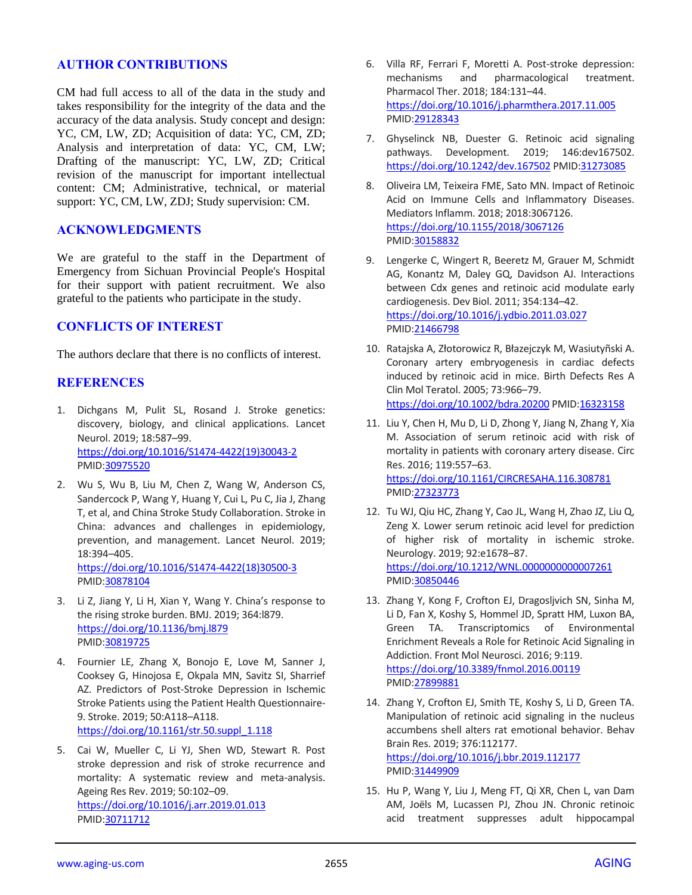## AUTHOR CONTRIBUTIONS

CM had full access to all of the data in the study and takes responsibility for the integrity of the data and the accuracy of the data analysis. Study concept and design: YC, CM, LW, ZD; Acquisition of data: YC, CM, ZD; Analysis and interpretation of data: YC, CM, LW; Drafting of the manuscript: YC, LW, ZD; Critical revision of the manuscript for important intellectual content: CM; Administrative, technical, or material support: YC, CM, LW, ZDJ; Study supervision: CM.

## ACKNOWLEDGMENTS

We are grateful to the staff in the Department of Emergency from Sichuan Provincial People's Hospital for their support with patient recruitment. We also grateful to the patients who participate in the study.

## CONFLICTS OF INTEREST

The authors declare that there is no conflicts of interest.

## REFERENCES

1. Dichgans M, Pulit SL, Rosand J. Stroke genetics: discovery, biology, and clinical applications. Lancet Neurol. 2019; 18:587–99. https://doi.org/10.1016/S1474-4422(19)30043-2 PMID:30975520
2. Wu S, Wu B, Liu M, Chen Z, Wang W, Anderson CS, Sandercock P, Wang Y, Huang Y, Cui L, Pu C, Jia J, Zhang T, et al, and China Stroke Study Collaboration. Stroke in China: advances and challenges in epidemiology, prevention, and management. Lancet Neurol. 2019; 18:394–405. https://doi.org/10.1016/S1474-4422(18)30500-3 PMID:30878104
3. Li Z, Jiang Y, Li H, Xian Y, Wang Y. China's response to the rising stroke burden. BMJ. 2019; 364:l879. https://doi.org/10.1136/bmj.l879 PMID:30819725
4. Fournier LE, Zhang X, Bonojo E, Love M, Sanner J, Cooksey G, Hinojosa E, Okpala MN, Savitz SI, Sharrief AZ. Predictors of Post-Stroke Depression in Ischemic Stroke Patients using the Patient Health Questionnaire-9. Stroke. 2019; 50:A118–A118. https://doi.org/10.1161/str.50.suppl_1.118
5. Cai W, Mueller C, Li YJ, Shen WD, Stewart R. Post stroke depression and risk of stroke recurrence and mortality: A systematic review and meta-analysis. Ageing Res Rev. 2019; 50:102–09. https://doi.org/10.1016/j.arr.2019.01.013 PMID:30711712
6. Villa RF, Ferrari F, Moretti A. Post-stroke depression: mechanisms and pharmacological treatment. Pharmacol Ther. 2018; 184:131–44. https://doi.org/10.1016/j.pharmthera.2017.11.005 PMID:29128343
7. Ghyselinck NB, Duester G. Retinoic acid signaling pathways. Development. 2019; 146:dev167502. https://doi.org/10.1242/dev.167502 PMID:31273085
8. Oliveira LM, Teixeira FME, Sato MN. Impact of Retinoic Acid on Immune Cells and Inflammatory Diseases. Mediators Inflamm. 2018; 2018:3067126. https://doi.org/10.1155/2018/3067126 PMID:30158832
9. Lengerke C, Wingert R, Beeretz M, Grauer M, Schmidt AG, Konantz M, Daley GQ, Davidson AJ. Interactions between Cdx genes and retinoic acid modulate early cardiogenesis. Dev Biol. 2011; 354:134–42. https://doi.org/10.1016/j.ydbio.2011.03.027 PMID:21466798
10. Ratajska A, Złotorowicz R, Błazejczyk M, Wasiutyński A. Coronary artery embryogenesis in cardiac defects induced by retinoic acid in mice. Birth Defects Res A Clin Mol Teratol. 2005; 73:966–79. https://doi.org/10.1002/bdra.20200 PMID:16323158
11. Liu Y, Chen H, Mu D, Li D, Zhong Y, Jiang N, Zhang Y, Xia M. Association of serum retinoic acid with risk of mortality in patients with coronary artery disease. Circ Res. 2016; 119:557–63. https://doi.org/10.1161/CIRCRESAHA.116.308781 PMID:27323773
12. Tu WJ, Qiu HC, Zhang Y, Cao JL, Wang H, Zhao JZ, Liu Q, Zeng X. Lower serum retinoic acid level for prediction of higher risk of mortality in ischemic stroke. Neurology. 2019; 92:e1678–87. https://doi.org/10.1212/WNL.0000000000007261 PMID:30850446
13. Zhang Y, Kong F, Crofton EJ, Dragosljvich SN, Sinha M, Li D, Fan X, Koshy S, Hommel JD, Spratt HM, Luxon BA, Green TA. Transcriptomics of Environmental Enrichment Reveals a Role for Retinoic Acid Signaling in Addiction. Front Mol Neurosci. 2016; 9:119. https://doi.org/10.3389/fnmol.2016.00119 PMID:27899881
14. Zhang Y, Crofton EJ, Smith TE, Koshy S, Li D, Green TA. Manipulation of retinoic acid signaling in the nucleus accumbens shell alters rat emotional behavior. Behav Brain Res. 2019; 376:112177. https://doi.org/10.1016/j.bbr.2019.112177 PMID:31449909
15. Hu P, Wang Y, Liu J, Meng FT, Qi XR, Chen L, van Dam AM, Joëls M, Lucassen PJ, Zhou JN. Chronic retinoic acid treatment suppresses adult hippocampal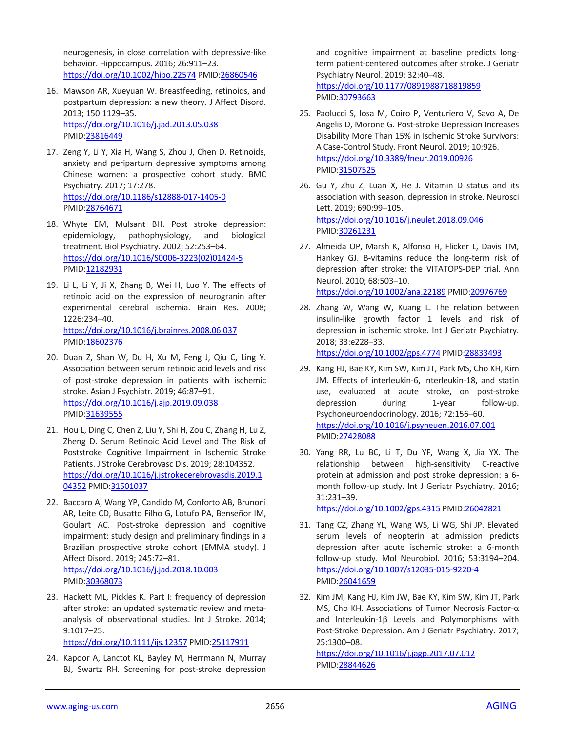neurogenesis, in close correlation with depressive-like behavior. Hippocampus. 2016; 26:911–23. https://doi.org/10.1002/hipo.22574 PMID:26860546

16. Mawson AR, Xueyuan W. Breastfeeding, retinoids, and postpartum depression: a new theory. J Affect Disord. 2013; 150:1129–35. https://doi.org/10.1016/j.jad.2013.05.038 PMID:23816449

17. Zeng Y, Li Y, Xia H, Wang S, Zhou J, Chen D. Retinoids, anxiety and peripartum depressive symptoms among Chinese women: a prospective cohort study. BMC Psychiatry. 2017; 17:278. https://doi.org/10.1186/s12888-017-1405-0 PMID:28764671

18. Whyte EM, Mulsant BH. Post stroke depression: epidemiology, pathophysiology, and biological treatment. Biol Psychiatry. 2002; 52:253–64. https://doi.org/10.1016/S0006-3223(02)01424-5 PMID:12182931

19. Li L, Li Y, Ji X, Zhang B, Wei H, Luo Y. The effects of retinoic acid on the expression of neurogranin after experimental cerebral ischemia. Brain Res. 2008; 1226:234–40. https://doi.org/10.1016/j.brainres.2008.06.037 PMID:18602376

20. Duan Z, Shan W, Du H, Xu M, Feng J, Qiu C, Ling Y. Association between serum retinoic acid levels and risk of post-stroke depression in patients with ischemic stroke. Asian J Psychiatr. 2019; 46:87–91. https://doi.org/10.1016/j.ajp.2019.09.038 PMID:31639555

21. Hou L, Ding C, Chen Z, Liu Y, Shi H, Zou C, Zhang H, Lu Z, Zheng D. Serum Retinoic Acid Level and The Risk of Poststroke Cognitive Impairment in Ischemic Stroke Patients. J Stroke Cerebrovasc Dis. 2019; 28:104352. https://doi.org/10.1016/j.jstrokecerebrovasdis.2019.104352 PMID:31501037

22. Baccaro A, Wang YP, Candido M, Conforto AB, Brunoni AR, Leite CD, Busatto Filho G, Lotufo PA, Benseñor IM, Goulart AC. Post-stroke depression and cognitive impairment: study design and preliminary findings in a Brazilian prospective stroke cohort (EMMA study). J Affect Disord. 2019; 245:72–81. https://doi.org/10.1016/j.jad.2018.10.003 PMID:30368073

23. Hackett ML, Pickles K. Part I: frequency of depression after stroke: an updated systematic review and meta-analysis of observational studies. Int J Stroke. 2014; 9:1017–25. https://doi.org/10.1111/ijs.12357 PMID:25117911

24. Kapoor A, Lanctot KL, Bayley M, Herrmann N, Murray BJ, Swartz RH. Screening for post-stroke depression and cognitive impairment at baseline predicts long-term patient-centered outcomes after stroke. J Geriatr Psychiatry Neurol. 2019; 32:40–48. https://doi.org/10.1177/0891988718819859 PMID:30793663

25. Paolucci S, Iosa M, Coiro P, Venturiero V, Savo A, De Angelis D, Morone G. Post-stroke Depression Increases Disability More Than 15% in Ischemic Stroke Survivors: A Case-Control Study. Front Neurol. 2019; 10:926. https://doi.org/10.3389/fneur.2019.00926 PMID:31507525

26. Gu Y, Zhu Z, Luan X, He J. Vitamin D status and its association with season, depression in stroke. Neurosci Lett. 2019; 690:99–105. https://doi.org/10.1016/j.neulet.2018.09.046 PMID:30261231

27. Almeida OP, Marsh K, Alfonso H, Flicker L, Davis TM, Hankey GJ. B-vitamins reduce the long-term risk of depression after stroke: the VITATOPS-DEP trial. Ann Neurol. 2010; 68:503–10. https://doi.org/10.1002/ana.22189 PMID:20976769

28. Zhang W, Wang W, Kuang L. The relation between insulin-like growth factor 1 levels and risk of depression in ischemic stroke. Int J Geriatr Psychiatry. 2018; 33:e228–33. https://doi.org/10.1002/gps.4774 PMID:28833493

29. Kang HJ, Bae KY, Kim SW, Kim JT, Park MS, Cho KH, Kim JM. Effects of interleukin-6, interleukin-18, and statin use, evaluated at acute stroke, on post-stroke depression during 1-year follow-up. Psychoneuroendocrinology. 2016; 72:156–60. https://doi.org/10.1016/j.psyneuen.2016.07.001 PMID:27428088

30. Yang RR, Lu BC, Li T, Du YF, Wang X, Jia YX. The relationship between high-sensitivity C-reactive protein at admission and post stroke depression: a 6-month follow-up study. Int J Geriatr Psychiatry. 2016; 31:231–39. https://doi.org/10.1002/gps.4315 PMID:26042821

31. Tang CZ, Zhang YL, Wang WS, Li WG, Shi JP. Elevated serum levels of neopterin at admission predicts depression after acute ischemic stroke: a 6-month follow-up study. Mol Neurobiol. 2016; 53:3194–204. https://doi.org/10.1007/s12035-015-9220-4 PMID:26041659

32. Kim JM, Kang HJ, Kim JW, Bae KY, Kim SW, Kim JT, Park MS, Cho KH. Associations of Tumor Necrosis Factor-α and Interleukin-1β Levels and Polymorphisms with Post-Stroke Depression. Am J Geriatr Psychiatry. 2017; 25:1300–08. https://doi.org/10.1016/j.jagp.2017.07.012 PMID:28844626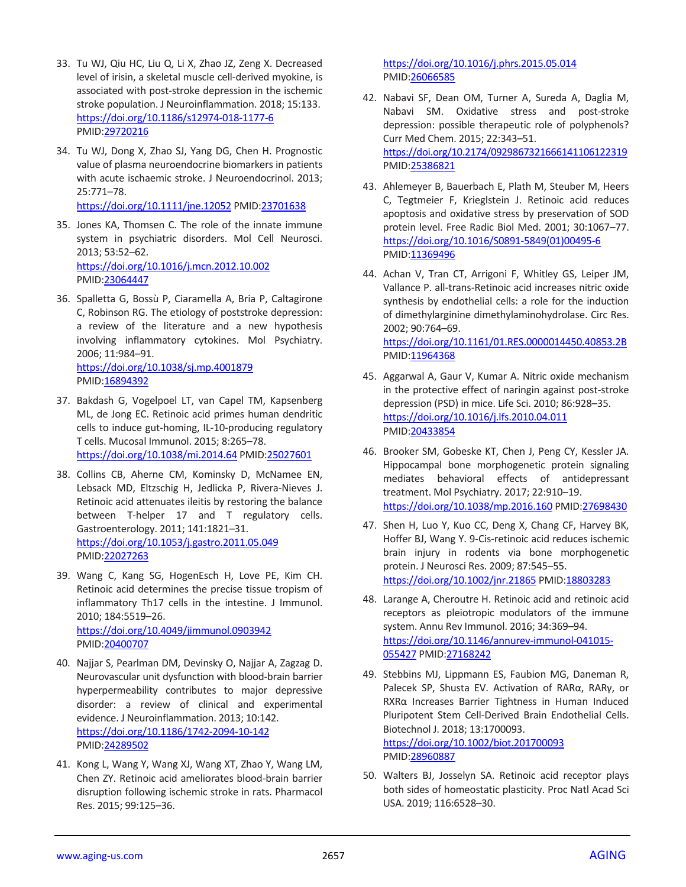33. Tu WJ, Qiu HC, Liu Q, Li X, Zhao JZ, Zeng X. Decreased level of irisin, a skeletal muscle cell-derived myokine, is associated with post-stroke depression in the ischemic stroke population. J Neuroinflammation. 2018; 15:133. https://doi.org/10.1186/s12974-018-1177-6 PMID:29720216

34. Tu WJ, Dong X, Zhao SJ, Yang DG, Chen H. Prognostic value of plasma neuroendocrine biomarkers in patients with acute ischaemic stroke. J Neuroendocrinol. 2013; 25:771–78. https://doi.org/10.1111/jne.12052 PMID:23701638

35. Jones KA, Thomsen C. The role of the innate immune system in psychiatric disorders. Mol Cell Neurosci. 2013; 53:52–62. https://doi.org/10.1016/j.mcn.2012.10.002 PMID:23064447

36. Spalletta G, Bossù P, Ciaramella A, Bria P, Caltagirone C, Robinson RG. The etiology of poststroke depression: a review of the literature and a new hypothesis involving inflammatory cytokines. Mol Psychiatry. 2006; 11:984–91. https://doi.org/10.1038/sj.mp.4001879 PMID:16894392

37. Bakdash G, Vogelpoel LT, van Capel TM, Kapsenberg ML, de Jong EC. Retinoic acid primes human dendritic cells to induce gut-homing, IL-10-producing regulatory T cells. Mucosal Immunol. 2015; 8:265–78. https://doi.org/10.1038/mi.2014.64 PMID:25027601

38. Collins CB, Aherne CM, Kominsky D, McNamee EN, Lebsack MD, Eltzschig H, Jedlicka P, Rivera-Nieves J. Retinoic acid attenuates ileitis by restoring the balance between T-helper 17 and T regulatory cells. Gastroenterology. 2011; 141:1821–31. https://doi.org/10.1053/j.gastro.2011.05.049 PMID:22027263

39. Wang C, Kang SG, HogenEsch H, Love PE, Kim CH. Retinoic acid determines the precise tissue tropism of inflammatory Th17 cells in the intestine. J Immunol. 2010; 184:5519–26. https://doi.org/10.4049/jimmunol.0903942 PMID:20400707

40. Najjar S, Pearlman DM, Devinsky O, Najjar A, Zagzag D. Neurovascular unit dysfunction with blood-brain barrier hyperpermeability contributes to major depressive disorder: a review of clinical and experimental evidence. J Neuroinflammation. 2013; 10:142. https://doi.org/10.1186/1742-2094-10-142 PMID:24289502

41. Kong L, Wang Y, Wang XJ, Wang XT, Zhao Y, Wang LM, Chen ZY. Retinoic acid ameliorates blood-brain barrier disruption following ischemic stroke in rats. Pharmacol Res. 2015; 99:125–36. https://doi.org/10.1016/j.phrs.2015.05.014 PMID:26066585

42. Nabavi SF, Dean OM, Turner A, Sureda A, Daglia M, Nabavi SM. Oxidative stress and post-stroke depression: possible therapeutic role of polyphenols? Curr Med Chem. 2015; 22:343–51. https://doi.org/10.2174/0929867321666141106122319 PMID:25386821

43. Ahlemeyer B, Bauerbach E, Plath M, Steuber M, Heers C, Tegtmeier F, Krieglstein J. Retinoic acid reduces apoptosis and oxidative stress by preservation of SOD protein level. Free Radic Biol Med. 2001; 30:1067–77. https://doi.org/10.1016/S0891-5849(01)00495-6 PMID:11369496

44. Achan V, Tran CT, Arrigoni F, Whitley GS, Leiper JM, Vallance P. all-trans-Retinoic acid increases nitric oxide synthesis by endothelial cells: a role for the induction of dimethylarginine dimethylaminohydrolase. Circ Res. 2002; 90:764–69. https://doi.org/10.1161/01.RES.0000014450.40853.2B PMID:11964368

45. Aggarwal A, Gaur V, Kumar A. Nitric oxide mechanism in the protective effect of naringin against post-stroke depression (PSD) in mice. Life Sci. 2010; 86:928–35. https://doi.org/10.1016/j.lfs.2010.04.011 PMID:20433854

46. Brooker SM, Gobeske KT, Chen J, Peng CY, Kessler JA. Hippocampal bone morphogenetic protein signaling mediates behavioral effects of antidepressant treatment. Mol Psychiatry. 2017; 22:910–19. https://doi.org/10.1038/mp.2016.160 PMID:27698430

47. Shen H, Luo Y, Kuo CC, Deng X, Chang CF, Harvey BK, Hoffer BJ, Wang Y. 9-Cis-retinoic acid reduces ischemic brain injury in rodents via bone morphogenetic protein. J Neurosci Res. 2009; 87:545–55. https://doi.org/10.1002/jnr.21865 PMID:18803283

48. Larange A, Cheroutre H. Retinoic acid and retinoic acid receptors as pleiotropic modulators of the immune system. Annu Rev Immunol. 2016; 34:369–94. https://doi.org/10.1146/annurev-immunol-041015-055427 PMID:27168242

49. Stebbins MJ, Lippmann ES, Faubion MG, Daneman R, Palecek SP, Shusta EV. Activation of RARα, RARγ, or RXRα Increases Barrier Tightness in Human Induced Pluripotent Stem Cell-Derived Brain Endothelial Cells. Biotechnol J. 2018; 13:1700093. https://doi.org/10.1002/biot.201700093 PMID:28960887

50. Walters BJ, Josselyn SA. Retinoic acid receptor plays both sides of homeostatic plasticity. Proc Natl Acad Sci USA. 2019; 116:6528–30.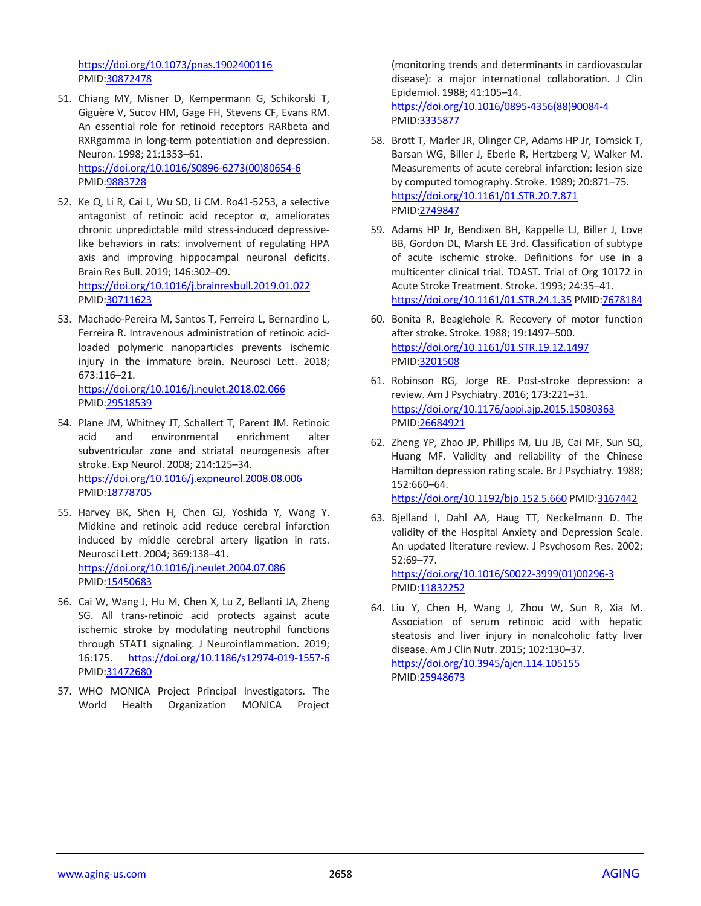https://doi.org/10.1073/pnas.1902400116
PMID:30872478

51. Chiang MY, Misner D, Kempermann G, Schikorski T, Giguère V, Sucov HM, Gage FH, Stevens CF, Evans RM. An essential role for retinoid receptors RARbeta and RXRgamma in long-term potentiation and depression. Neuron. 1998; 21:1353–61.
https://doi.org/10.1016/S0896-6273(00)80654-6
PMID:9883728

52. Ke Q, Li R, Cai L, Wu SD, Li CM. Ro41-5253, a selective antagonist of retinoic acid receptor α, ameliorates chronic unpredictable mild stress-induced depressive-like behaviors in rats: involvement of regulating HPA axis and improving hippocampal neuronal deficits. Brain Res Bull. 2019; 146:302–09.
https://doi.org/10.1016/j.brainresbull.2019.01.022
PMID:30711623

53. Machado-Pereira M, Santos T, Ferreira L, Bernardino L, Ferreira R. Intravenous administration of retinoic acid-loaded polymeric nanoparticles prevents ischemic injury in the immature brain. Neurosci Lett. 2018; 673:116–21.
https://doi.org/10.1016/j.neulet.2018.02.066
PMID:29518539

54. Plane JM, Whitney JT, Schallert T, Parent JM. Retinoic acid and environmental enrichment alter subventricular zone and striatal neurogenesis after stroke. Exp Neurol. 2008; 214:125–34.
https://doi.org/10.1016/j.expneurol.2008.08.006
PMID:18778705

55. Harvey BK, Shen H, Chen GJ, Yoshida Y, Wang Y. Midkine and retinoic acid reduce cerebral infarction induced by middle cerebral artery ligation in rats. Neurosci Lett. 2004; 369:138–41.
https://doi.org/10.1016/j.neulet.2004.07.086
PMID:15450683

56. Cai W, Wang J, Hu M, Chen X, Lu Z, Bellanti JA, Zheng SG. All trans-retinoic acid protects against acute ischemic stroke by modulating neutrophil functions through STAT1 signaling. J Neuroinflammation. 2019; 16:175. https://doi.org/10.1186/s12974-019-1557-6
PMID:31472680

57. WHO MONICA Project Principal Investigators. The World Health Organization MONICA Project (monitoring trends and determinants in cardiovascular disease): a major international collaboration. J Clin Epidemiol. 1988; 41:105–14.
https://doi.org/10.1016/0895-4356(88)90084-4
PMID:3335877

58. Brott T, Marler JR, Olinger CP, Adams HP Jr, Tomsick T, Barsan WG, Biller J, Eberle R, Hertzberg V, Walker M. Measurements of acute cerebral infarction: lesion size by computed tomography. Stroke. 1989; 20:871–75.
https://doi.org/10.1161/01.STR.20.7.871
PMID:2749847

59. Adams HP Jr, Bendixen BH, Kappelle LJ, Biller J, Love BB, Gordon DL, Marsh EE 3rd. Classification of subtype of acute ischemic stroke. Definitions for use in a multicenter clinical trial. TOAST. Trial of Org 10172 in Acute Stroke Treatment. Stroke. 1993; 24:35–41.
https://doi.org/10.1161/01.STR.24.1.35 PMID:7678184

60. Bonita R, Beaglehole R. Recovery of motor function after stroke. Stroke. 1988; 19:1497–500.
https://doi.org/10.1161/01.STR.19.12.1497
PMID:3201508

61. Robinson RG, Jorge RE. Post-stroke depression: a review. Am J Psychiatry. 2016; 173:221–31.
https://doi.org/10.1176/appi.ajp.2015.15030363
PMID:26684921

62. Zheng YP, Zhao JP, Phillips M, Liu JB, Cai MF, Sun SQ, Huang MF. Validity and reliability of the Chinese Hamilton depression rating scale. Br J Psychiatry. 1988; 152:660–64.
https://doi.org/10.1192/bjp.152.5.660 PMID:3167442

63. Bjelland I, Dahl AA, Haug TT, Neckelmann D. The validity of the Hospital Anxiety and Depression Scale. An updated literature review. J Psychosom Res. 2002; 52:69–77.
https://doi.org/10.1016/S0022-3999(01)00296-3
PMID:11832252

64. Liu Y, Chen H, Wang J, Zhou W, Sun R, Xia M. Association of serum retinoic acid with hepatic steatosis and liver injury in nonalcoholic fatty liver disease. Am J Clin Nutr. 2015; 102:130–37.
https://doi.org/10.3945/ajcn.114.105155
PMID:25948673